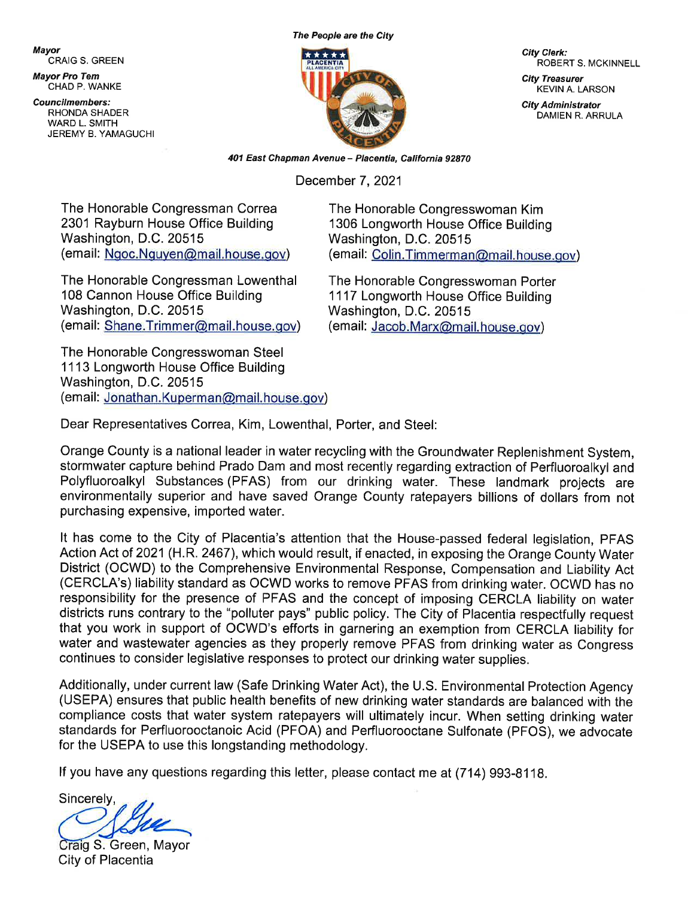*The People are the City*

**Mayor**
CRAIG S. GREEN

**Mayor Pro Tem**
CHAD P. WANKE

**Councilmembers:**
RHONDA SHADER
WARD L. SMITH
JEREMY B. YAMAGUCHI

**City Clerk:**
ROBERT S. MCKINNELL

**City Treasurer**
KEVIN A. LARSON

**City Administrator**
DAMIEN R. ARRULA

***401 East Chapman Avenue – Placentia, California 92870***

December 7, 2021

The Honorable Congressman Correa
2301 Rayburn House Office Building
Washington, D.C. 20515
(email: Ngoc.Nguyen@mail.house.gov)

The Honorable Congresswoman Kim
1306 Longworth House Office Building
Washington, D.C. 20515
(email: Colin.Timmerman@mail.house.gov)

The Honorable Congressman Lowenthal
108 Cannon House Office Building
Washington, D.C. 20515
(email: Shane.Trimmer@mail.house.gov)

The Honorable Congresswoman Porter
1117 Longworth House Office Building
Washington, D.C. 20515
(email: Jacob.Marx@mail.house.gov)

The Honorable Congresswoman Steel
1113 Longworth House Office Building
Washington, D.C. 20515
(email: Jonathan.Kuperman@mail.house.gov)

Dear Representatives Correa, Kim, Lowenthal, Porter, and Steel:

Orange County is a national leader in water recycling with the Groundwater Replenishment System, stormwater capture behind Prado Dam and most recently regarding extraction of Perfluoroalkyl and Polyfluoroalkyl Substances (PFAS) from our drinking water. These landmark projects are environmentally superior and have saved Orange County ratepayers billions of dollars from not purchasing expensive, imported water.

It has come to the City of Placentia's attention that the House-passed federal legislation, PFAS Action Act of 2021 (H.R. 2467), which would result, if enacted, in exposing the Orange County Water District (OCWD) to the Comprehensive Environmental Response, Compensation and Liability Act (CERCLA's) liability standard as OCWD works to remove PFAS from drinking water. OCWD has no responsibility for the presence of PFAS and the concept of imposing CERCLA liability on water districts runs contrary to the "polluter pays" public policy. The City of Placentia respectfully request that you work in support of OCWD's efforts in garnering an exemption from CERCLA liability for water and wastewater agencies as they properly remove PFAS from drinking water as Congress continues to consider legislative responses to protect our drinking water supplies.

Additionally, under current law (Safe Drinking Water Act), the U.S. Environmental Protection Agency (USEPA) ensures that public health benefits of new drinking water standards are balanced with the compliance costs that water system ratepayers will ultimately incur. When setting drinking water standards for Perfluorooctanoic Acid (PFOA) and Perfluorooctane Sulfonate (PFOS), we advocate for the USEPA to use this longstanding methodology.

If you have any questions regarding this letter, please contact me at (714) 993-8118.

Sincerely,

Craig S. Green, Mayor
City of Placentia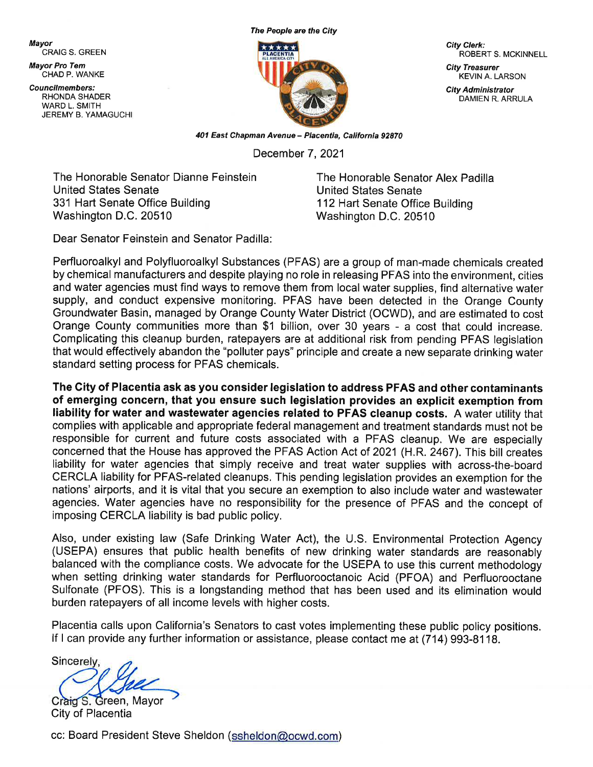*The People are the City*

***Mayor***
CRAIG S. GREEN

***Mayor Pro Tem***
CHAD P. WANKE

***Councilmembers:***
RHONDA SHADER
WARD L. SMITH
JEREMY B. YAMAGUCHI

***City Clerk:***
ROBERT S. MCKINNELL

***City Treasurer***
KEVIN A. LARSON

***City Administrator***
DAMIEN R. ARRULA

***401 East Chapman Avenue – Placentia, California 92870***

December 7, 2021

The Honorable Senator Dianne Feinstein
United States Senate
331 Hart Senate Office Building
Washington D.C. 20510

The Honorable Senator Alex Padilla
United States Senate
112 Hart Senate Office Building
Washington D.C. 20510

Dear Senator Feinstein and Senator Padilla:

Perfluoroalkyl and Polyfluoroalkyl Substances (PFAS) are a group of man-made chemicals created by chemical manufacturers and despite playing no role in releasing PFAS into the environment, cities and water agencies must find ways to remove them from local water supplies, find alternative water supply, and conduct expensive monitoring. PFAS have been detected in the Orange County Groundwater Basin, managed by Orange County Water District (OCWD), and are estimated to cost Orange County communities more than $1 billion, over 30 years - a cost that could increase. Complicating this cleanup burden, ratepayers are at additional risk from pending PFAS legislation that would effectively abandon the "polluter pays" principle and create a new separate drinking water standard setting process for PFAS chemicals.

**The City of Placentia ask as you consider legislation to address PFAS and other contaminants of emerging concern, that you ensure such legislation provides an explicit exemption from liability for water and wastewater agencies related to PFAS cleanup costs.** A water utility that complies with applicable and appropriate federal management and treatment standards must not be responsible for current and future costs associated with a PFAS cleanup. We are especially concerned that the House has approved the PFAS Action Act of 2021 (H.R. 2467). This bill creates liability for water agencies that simply receive and treat water supplies with across-the-board CERCLA liability for PFAS-related cleanups. This pending legislation provides an exemption for the nations' airports, and it is vital that you secure an exemption to also include water and wastewater agencies. Water agencies have no responsibility for the presence of PFAS and the concept of imposing CERCLA liability is bad public policy.

Also, under existing law (Safe Drinking Water Act), the U.S. Environmental Protection Agency (USEPA) ensures that public health benefits of new drinking water standards are reasonably balanced with the compliance costs. We advocate for the USEPA to use this current methodology when setting drinking water standards for Perfluorooctanoic Acid (PFOA) and Perfluorooctane Sulfonate (PFOS). This is a longstanding method that has been used and its elimination would burden ratepayers of all income levels with higher costs.

Placentia calls upon California's Senators to cast votes implementing these public policy positions. If I can provide any further information or assistance, please contact me at (714) 993-8118.

Sincerely,

Craig S. Green, Mayor
City of Placentia

cc: Board President Steve Sheldon (ssheldon@ocwd.com)